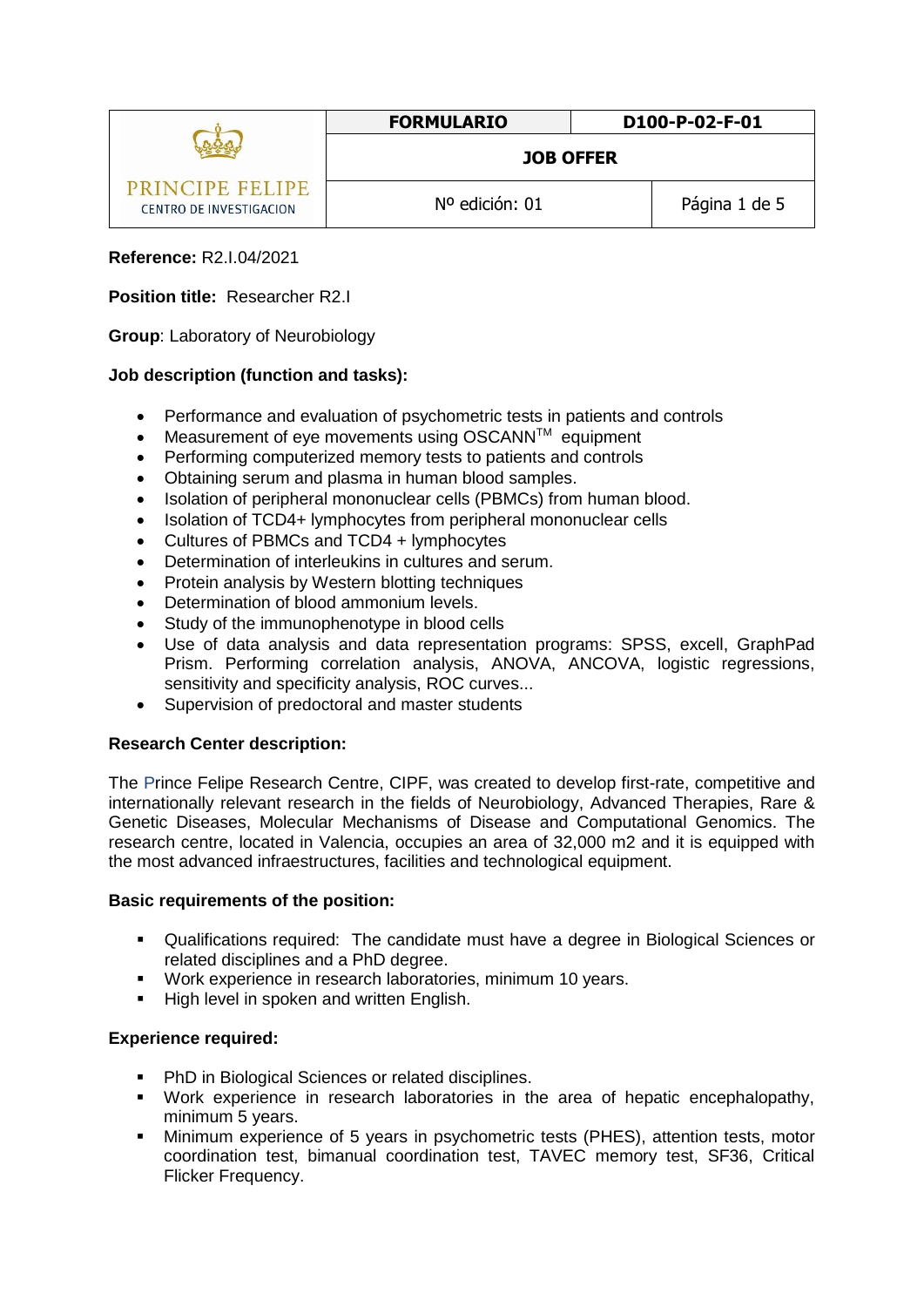| PRINCIPE FELIPE CENTRO DE INVESTIGACION | FORMULARIO | D100-P-02-F-01 |
|---|---|---|
| | JOB OFFER | |
| | Nº edición: 01 | |

**Reference:** R2.I.04/2021

**Position title:** Researcher R2.I

**Group**: Laboratory of Neurobiology

**Job description (function and tasks):**

- Performance and evaluation of psychometric tests in patients and controls
- Measurement of eye movements using OSCANN™ equipment
- Performing computerized memory tests to patients and controls
- Obtaining serum and plasma in human blood samples.
- Isolation of peripheral mononuclear cells (PBMCs) from human blood.
- Isolation of TCD4+ lymphocytes from peripheral mononuclear cells
- Cultures of PBMCs and TCD4 + lymphocytes
- Determination of interleukins in cultures and serum.
- Protein analysis by Western blotting techniques
- Determination of blood ammonium levels.
- Study of the immunophenotype in blood cells
- Use of data analysis and data representation programs: SPSS, excell, GraphPad Prism. Performing correlation analysis, ANOVA, ANCOVA, logistic regressions, sensitivity and specificity analysis, ROC curves...
- Supervision of predoctoral and master students

**Research Center description:**

The Prince Felipe Research Centre, CIPF, was created to develop first-rate, competitive and internationally relevant research in the fields of Neurobiology, Advanced Therapies, Rare & Genetic Diseases, Molecular Mechanisms of Disease and Computational Genomics. The research centre, located in Valencia, occupies an area of 32,000 m2 and it is equipped with the most advanced infraestructures, facilities and technological equipment.

**Basic requirements of the position:**

- Qualifications required: The candidate must have a degree in Biological Sciences or related disciplines and a PhD degree.
- Work experience in research laboratories, minimum 10 years.
- High level in spoken and written English.

**Experience required:**

- PhD in Biological Sciences or related disciplines.
- Work experience in research laboratories in the area of hepatic encephalopathy, minimum 5 years.
- Minimum experience of 5 years in psychometric tests (PHES), attention tests, motor coordination test, bimanual coordination test, TAVEC memory test, SF36, Critical Flicker Frequency.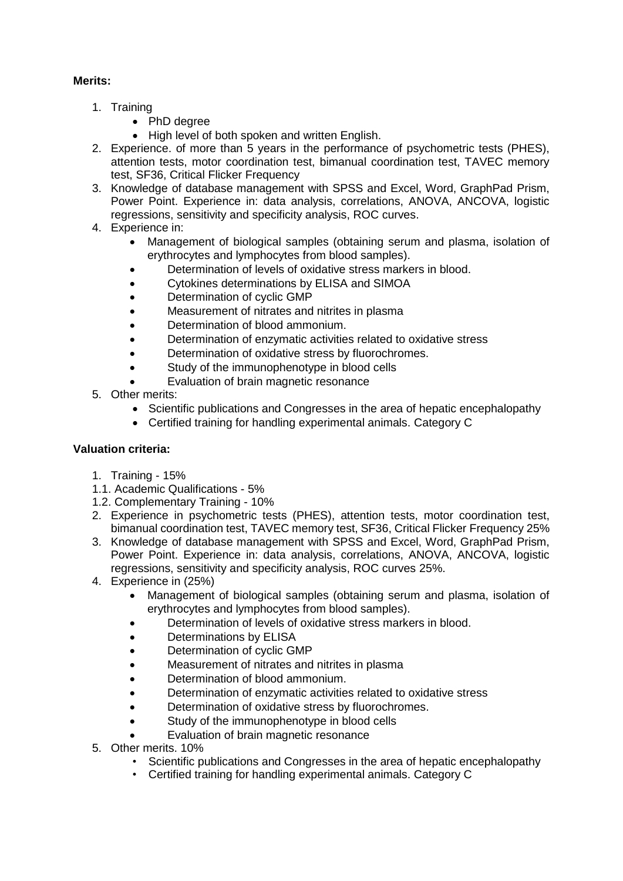**Merits:**

1. Training
   - PhD degree
   - High level of both spoken and written English.
2. Experience. of more than 5 years in the performance of psychometric tests (PHES), attention tests, motor coordination test, bimanual coordination test, TAVEC memory test, SF36, Critical Flicker Frequency
3. Knowledge of database management with SPSS and Excel, Word, GraphPad Prism, Power Point. Experience in: data analysis, correlations, ANOVA, ANCOVA, logistic regressions, sensitivity and specificity analysis, ROC curves.
4. Experience in:
   - Management of biological samples (obtaining serum and plasma, isolation of erythrocytes and lymphocytes from blood samples).
   - Determination of levels of oxidative stress markers in blood.
   - Cytokines determinations by ELISA and SIMOA
   - Determination of cyclic GMP
   - Measurement of nitrates and nitrites in plasma
   - Determination of blood ammonium.
   - Determination of enzymatic activities related to oxidative stress
   - Determination of oxidative stress by fluorochromes.
   - Study of the immunophenotype in blood cells
   - Evaluation of brain magnetic resonance
5. Other merits:
   - Scientific publications and Congresses in the area of hepatic encephalopathy
   - Certified training for handling experimental animals. Category C

**Valuation criteria:**

1. Training - 15%

1.1. Academic Qualifications - 5%

1.2. Complementary Training - 10%

2. Experience in psychometric tests (PHES), attention tests, motor coordination test, bimanual coordination test, TAVEC memory test, SF36, Critical Flicker Frequency 25%
3. Knowledge of database management with SPSS and Excel, Word, GraphPad Prism, Power Point. Experience in: data analysis, correlations, ANOVA, ANCOVA, logistic regressions, sensitivity and specificity analysis, ROC curves 25%.
4. Experience in (25%)
   - Management of biological samples (obtaining serum and plasma, isolation of erythrocytes and lymphocytes from blood samples).
   - Determination of levels of oxidative stress markers in blood.
   - Determinations by ELISA
   - Determination of cyclic GMP
   - Measurement of nitrates and nitrites in plasma
   - Determination of blood ammonium.
   - Determination of enzymatic activities related to oxidative stress
   - Determination of oxidative stress by fluorochromes.
   - Study of the immunophenotype in blood cells
   - Evaluation of brain magnetic resonance
5. Other merits. 10%
   - Scientific publications and Congresses in the area of hepatic encephalopathy
   - Certified training for handling experimental animals. Category C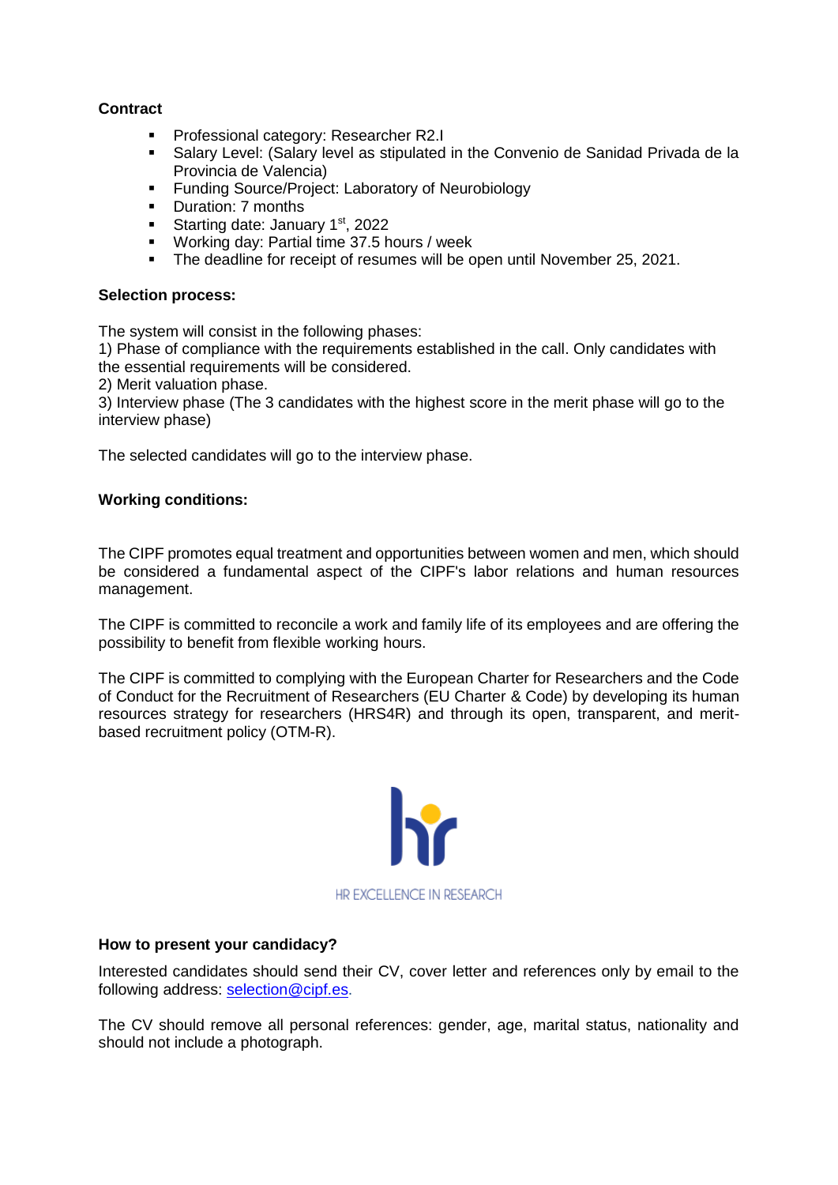**Contract**

- Professional category: Researcher R2.I
- Salary Level: (Salary level as stipulated in the Convenio de Sanidad Privada de la Provincia de Valencia)
- Funding Source/Project: Laboratory of Neurobiology
- Duration: 7 months
- Starting date: January 1st, 2022
- Working day: Partial time 37.5 hours / week
- The deadline for receipt of resumes will be open until November 25, 2021.

**Selection process:**

The system will consist in the following phases:
1) Phase of compliance with the requirements established in the call. Only candidates with the essential requirements will be considered.
2) Merit valuation phase.
3) Interview phase (The 3 candidates with the highest score in the merit phase will go to the interview phase)

The selected candidates will go to the interview phase.

**Working conditions:**

The CIPF promotes equal treatment and opportunities between women and men, which should be considered a fundamental aspect of the CIPF's labor relations and human resources management.

The CIPF is committed to reconcile a work and family life of its employees and are offering the possibility to benefit from flexible working hours.

The CIPF is committed to complying with the European Charter for Researchers and the Code of Conduct for the Recruitment of Researchers (EU Charter & Code) by developing its human resources strategy for researchers (HRS4R) and through its open, transparent, and merit-based recruitment policy (OTM-R).

HR EXCELLENCE IN RESEARCH

**How to present your candidacy?**

Interested candidates should send their CV, cover letter and references only by email to the following address: selection@cipf.es.

The CV should remove all personal references: gender, age, marital status, nationality and should not include a photograph.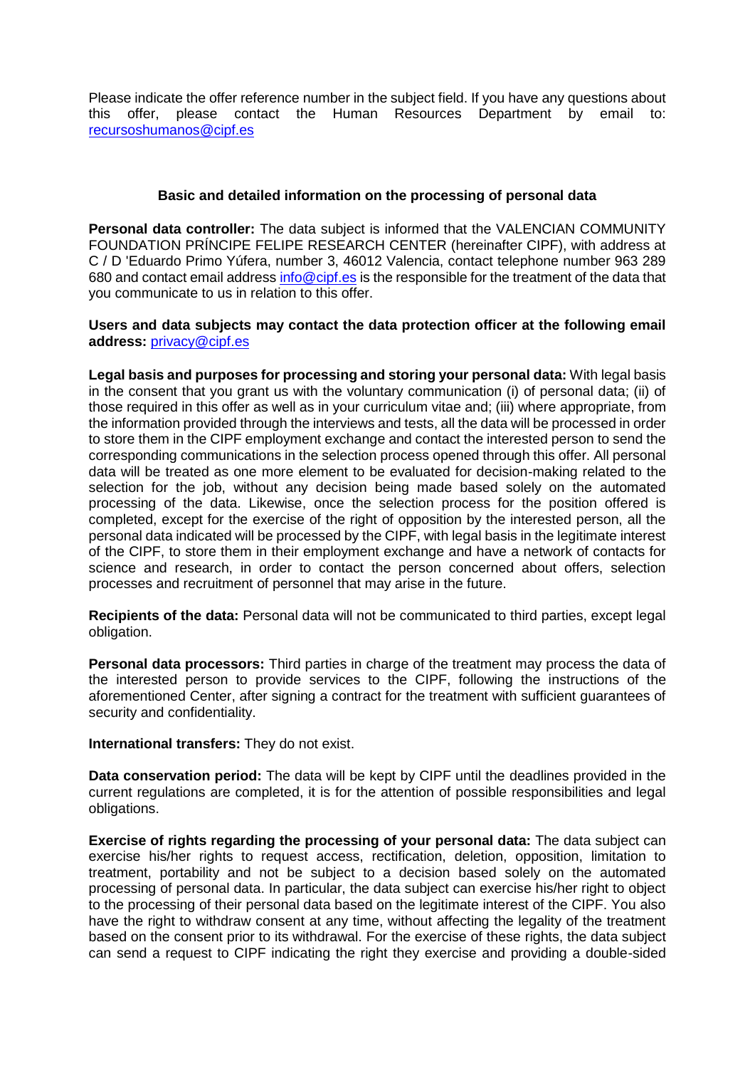Please indicate the offer reference number in the subject field. If you have any questions about this offer, please contact the Human Resources Department by email to: recursoshumanos@cipf.es

**Basic and detailed information on the processing of personal data**

**Personal data controller:** The data subject is informed that the VALENCIAN COMMUNITY FOUNDATION PRÍNCIPE FELIPE RESEARCH CENTER (hereinafter CIPF), with address at C / D 'Eduardo Primo Yúfera, number 3, 46012 Valencia, contact telephone number 963 289 680 and contact email address info@cipf.es is the responsible for the treatment of the data that you communicate to us in relation to this offer.

**Users and data subjects may contact the data protection officer at the following email address:** privacy@cipf.es

**Legal basis and purposes for processing and storing your personal data:** With legal basis in the consent that you grant us with the voluntary communication (i) of personal data; (ii) of those required in this offer as well as in your curriculum vitae and; (iii) where appropriate, from the information provided through the interviews and tests, all the data will be processed in order to store them in the CIPF employment exchange and contact the interested person to send the corresponding communications in the selection process opened through this offer. All personal data will be treated as one more element to be evaluated for decision-making related to the selection for the job, without any decision being made based solely on the automated processing of the data. Likewise, once the selection process for the position offered is completed, except for the exercise of the right of opposition by the interested person, all the personal data indicated will be processed by the CIPF, with legal basis in the legitimate interest of the CIPF, to store them in their employment exchange and have a network of contacts for science and research, in order to contact the person concerned about offers, selection processes and recruitment of personnel that may arise in the future.

**Recipients of the data:** Personal data will not be communicated to third parties, except legal obligation.

**Personal data processors:** Third parties in charge of the treatment may process the data of the interested person to provide services to the CIPF, following the instructions of the aforementioned Center, after signing a contract for the treatment with sufficient guarantees of security and confidentiality.

**International transfers:** They do not exist.

**Data conservation period:** The data will be kept by CIPF until the deadlines provided in the current regulations are completed, it is for the attention of possible responsibilities and legal obligations.

**Exercise of rights regarding the processing of your personal data:** The data subject can exercise his/her rights to request access, rectification, deletion, opposition, limitation to treatment, portability and not be subject to a decision based solely on the automated processing of personal data. In particular, the data subject can exercise his/her right to object to the processing of their personal data based on the legitimate interest of the CIPF. You also have the right to withdraw consent at any time, without affecting the legality of the treatment based on the consent prior to its withdrawal. For the exercise of these rights, the data subject can send a request to CIPF indicating the right they exercise and providing a double-sided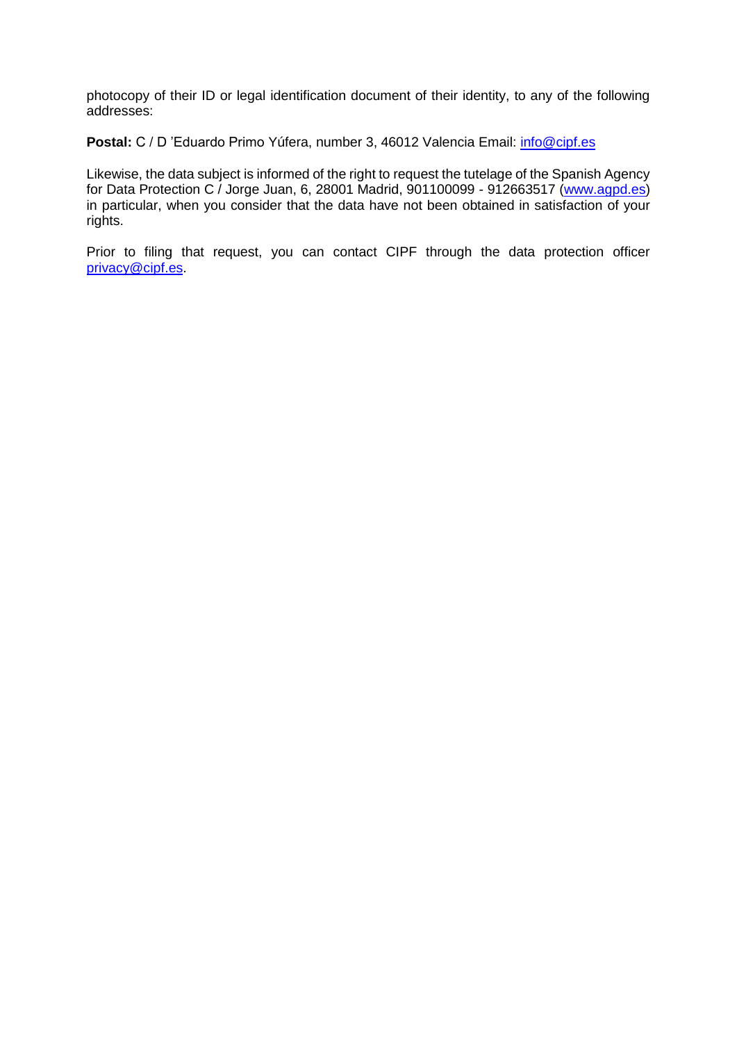photocopy of their ID or legal identification document of their identity, to any of the following addresses:

**Postal:** C / D 'Eduardo Primo Yúfera, number 3, 46012 Valencia Email: info@cipf.es

Likewise, the data subject is informed of the right to request the tutelage of the Spanish Agency for Data Protection C / Jorge Juan, 6, 28001 Madrid, 901100099 - 912663517 (www.agpd.es) in particular, when you consider that the data have not been obtained in satisfaction of your rights.

Prior to filing that request, you can contact CIPF through the data protection officer privacy@cipf.es.